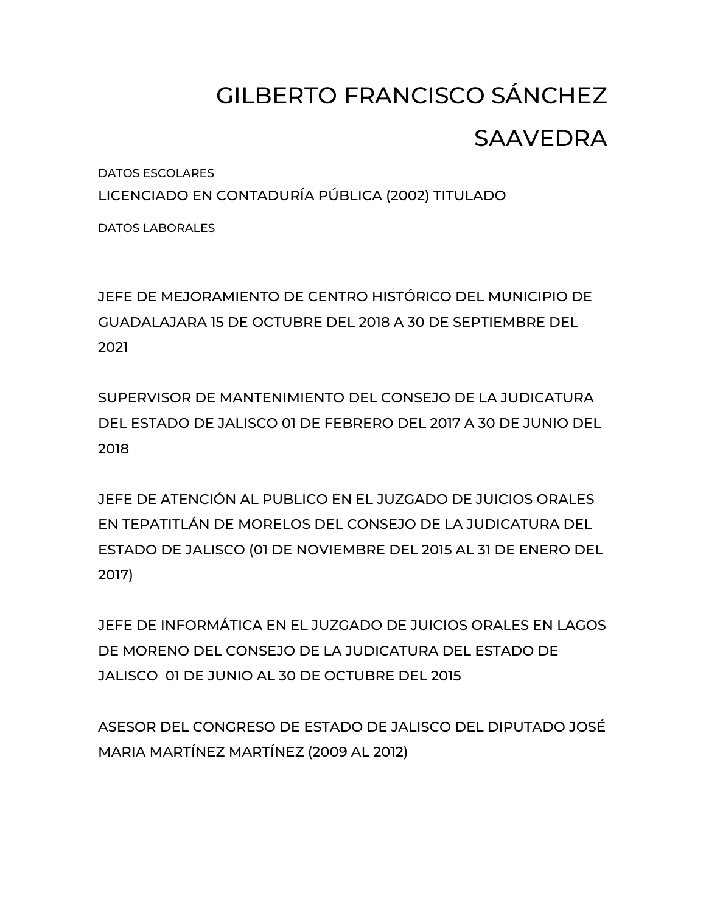# GILBERTO FRANCISCO SÁNCHEZ SAAVEDRA

DATOS ESCOLARES

LICENCIADO EN CONTADURÍA PÚBLICA (2002) TITULADO

DATOS LABORALES

JEFE DE MEJORAMIENTO DE CENTRO HISTÓRICO DEL MUNICIPIO DE GUADALAJARA 15 DE OCTUBRE DEL 2018 A 30 DE SEPTIEMBRE DEL 2021

SUPERVISOR DE MANTENIMIENTO DEL CONSEJO DE LA JUDICATURA DEL ESTADO DE JALISCO 01 DE FEBRERO DEL 2017 A 30 DE JUNIO DEL 2018

JEFE DE ATENCIÓN AL PUBLICO EN EL JUZGADO DE JUICIOS ORALES EN TEPATITLÁN DE MORELOS DEL CONSEJO DE LA JUDICATURA DEL ESTADO DE JALISCO (01 DE NOVIEMBRE DEL 2015 AL 31 DE ENERO DEL 2017)

JEFE DE INFORMÁTICA EN EL JUZGADO DE JUICIOS ORALES EN LAGOS DE MORENO DEL CONSEJO DE LA JUDICATURA DEL ESTADO DE JALISCO 01 DE JUNIO AL 30 DE OCTUBRE DEL 2015

ASESOR DEL CONGRESO DE ESTADO DE JALISCO DEL DIPUTADO JOSÉ MARIA MARTÍNEZ MARTÍNEZ (2009 AL 2012)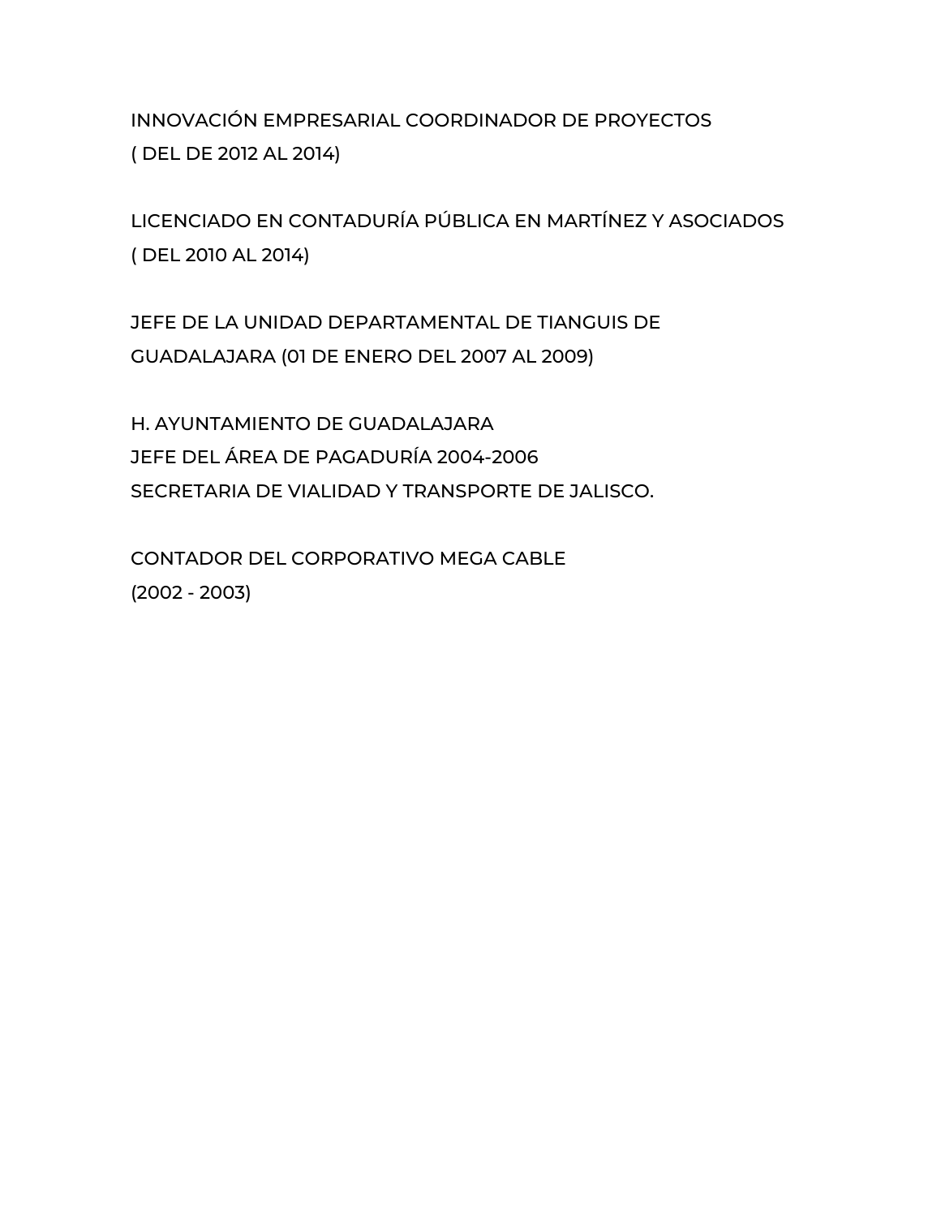INNOVACIÓN EMPRESARIAL COORDINADOR DE PROYECTOS
( DEL DE 2012 AL 2014)

LICENCIADO EN CONTADURÍA PÚBLICA EN MARTÍNEZ Y ASOCIADOS
( DEL 2010 AL 2014)

JEFE DE LA UNIDAD DEPARTAMENTAL DE TIANGUIS DE GUADALAJARA (01 DE ENERO DEL 2007 AL 2009)

H. AYUNTAMIENTO DE GUADALAJARA
JEFE DEL ÁREA DE PAGADURÍA 2004-2006
SECRETARIA DE VIALIDAD Y TRANSPORTE DE JALISCO.

CONTADOR DEL CORPORATIVO MEGA CABLE
(2002 - 2003)